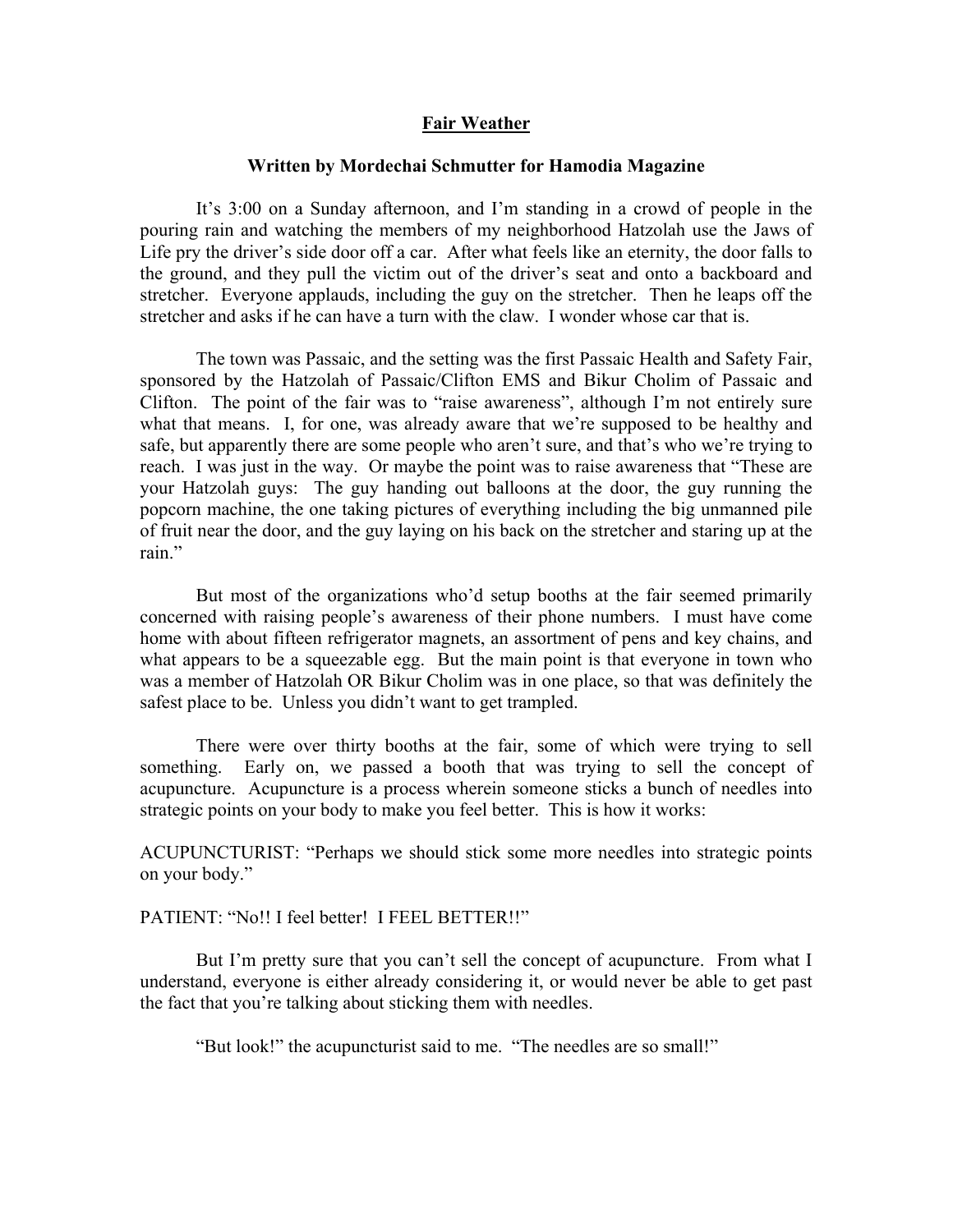# Fair Weather

**Written by Mordechai Schmutter for Hamodia Magazine**

It's 3:00 on a Sunday afternoon, and I'm standing in a crowd of people in the pouring rain and watching the members of my neighborhood Hatzolah use the Jaws of Life pry the driver's side door off a car. After what feels like an eternity, the door falls to the ground, and they pull the victim out of the driver's seat and onto a backboard and stretcher. Everyone applauds, including the guy on the stretcher. Then he leaps off the stretcher and asks if he can have a turn with the claw. I wonder whose car that is.

The town was Passaic, and the setting was the first Passaic Health and Safety Fair, sponsored by the Hatzolah of Passaic/Clifton EMS and Bikur Cholim of Passaic and Clifton. The point of the fair was to "raise awareness", although I'm not entirely sure what that means. I, for one, was already aware that we're supposed to be healthy and safe, but apparently there are some people who aren't sure, and that's who we're trying to reach. I was just in the way. Or maybe the point was to raise awareness that "These are your Hatzolah guys: The guy handing out balloons at the door, the guy running the popcorn machine, the one taking pictures of everything including the big unmanned pile of fruit near the door, and the guy laying on his back on the stretcher and staring up at the rain."

But most of the organizations who'd setup booths at the fair seemed primarily concerned with raising people's awareness of their phone numbers. I must have come home with about fifteen refrigerator magnets, an assortment of pens and key chains, and what appears to be a squeezable egg. But the main point is that everyone in town who was a member of Hatzolah OR Bikur Cholim was in one place, so that was definitely the safest place to be. Unless you didn't want to get trampled.

There were over thirty booths at the fair, some of which were trying to sell something. Early on, we passed a booth that was trying to sell the concept of acupuncture. Acupuncture is a process wherein someone sticks a bunch of needles into strategic points on your body to make you feel better. This is how it works:

ACUPUNCTURIST: "Perhaps we should stick some more needles into strategic points on your body."

PATIENT: "No!! I feel better! I FEEL BETTER!!"

But I'm pretty sure that you can't sell the concept of acupuncture. From what I understand, everyone is either already considering it, or would never be able to get past the fact that you're talking about sticking them with needles.

"But look!" the acupuncturist said to me. "The needles are so small!"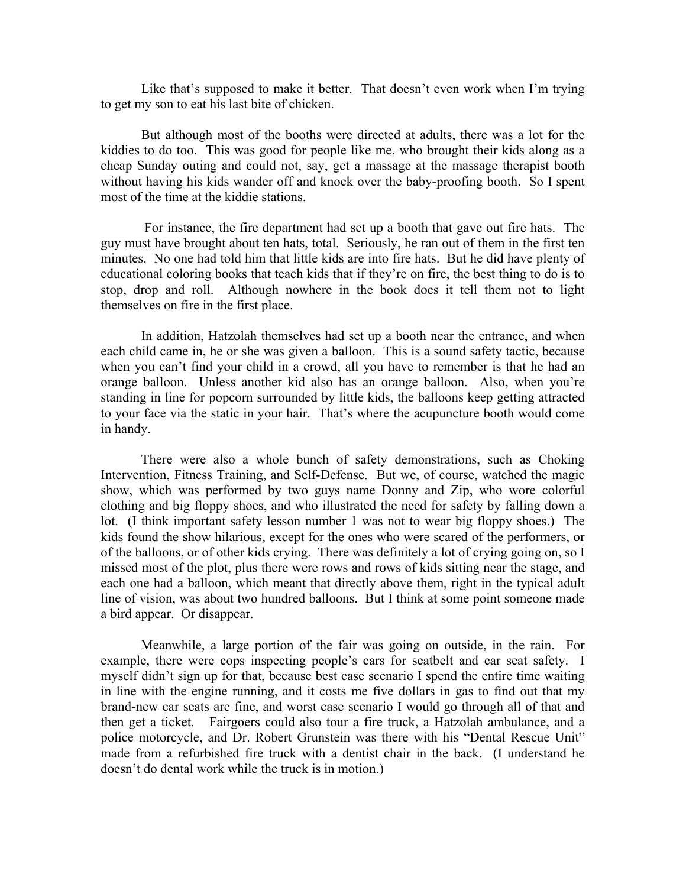Like that's supposed to make it better. That doesn't even work when I'm trying to get my son to eat his last bite of chicken.

But although most of the booths were directed at adults, there was a lot for the kiddies to do too. This was good for people like me, who brought their kids along as a cheap Sunday outing and could not, say, get a massage at the massage therapist booth without having his kids wander off and knock over the baby-proofing booth. So I spent most of the time at the kiddie stations.

For instance, the fire department had set up a booth that gave out fire hats. The guy must have brought about ten hats, total. Seriously, he ran out of them in the first ten minutes. No one had told him that little kids are into fire hats. But he did have plenty of educational coloring books that teach kids that if they're on fire, the best thing to do is to stop, drop and roll. Although nowhere in the book does it tell them not to light themselves on fire in the first place.

In addition, Hatzolah themselves had set up a booth near the entrance, and when each child came in, he or she was given a balloon. This is a sound safety tactic, because when you can't find your child in a crowd, all you have to remember is that he had an orange balloon. Unless another kid also has an orange balloon. Also, when you're standing in line for popcorn surrounded by little kids, the balloons keep getting attracted to your face via the static in your hair. That's where the acupuncture booth would come in handy.

There were also a whole bunch of safety demonstrations, such as Choking Intervention, Fitness Training, and Self-Defense. But we, of course, watched the magic show, which was performed by two guys name Donny and Zip, who wore colorful clothing and big floppy shoes, and who illustrated the need for safety by falling down a lot. (I think important safety lesson number 1 was not to wear big floppy shoes.) The kids found the show hilarious, except for the ones who were scared of the performers, or of the balloons, or of other kids crying. There was definitely a lot of crying going on, so I missed most of the plot, plus there were rows and rows of kids sitting near the stage, and each one had a balloon, which meant that directly above them, right in the typical adult line of vision, was about two hundred balloons. But I think at some point someone made a bird appear. Or disappear.

Meanwhile, a large portion of the fair was going on outside, in the rain. For example, there were cops inspecting people's cars for seatbelt and car seat safety. I myself didn't sign up for that, because best case scenario I spend the entire time waiting in line with the engine running, and it costs me five dollars in gas to find out that my brand-new car seats are fine, and worst case scenario I would go through all of that and then get a ticket. Fairgoers could also tour a fire truck, a Hatzolah ambulance, and a police motorcycle, and Dr. Robert Grunstein was there with his "Dental Rescue Unit" made from a refurbished fire truck with a dentist chair in the back. (I understand he doesn't do dental work while the truck is in motion.)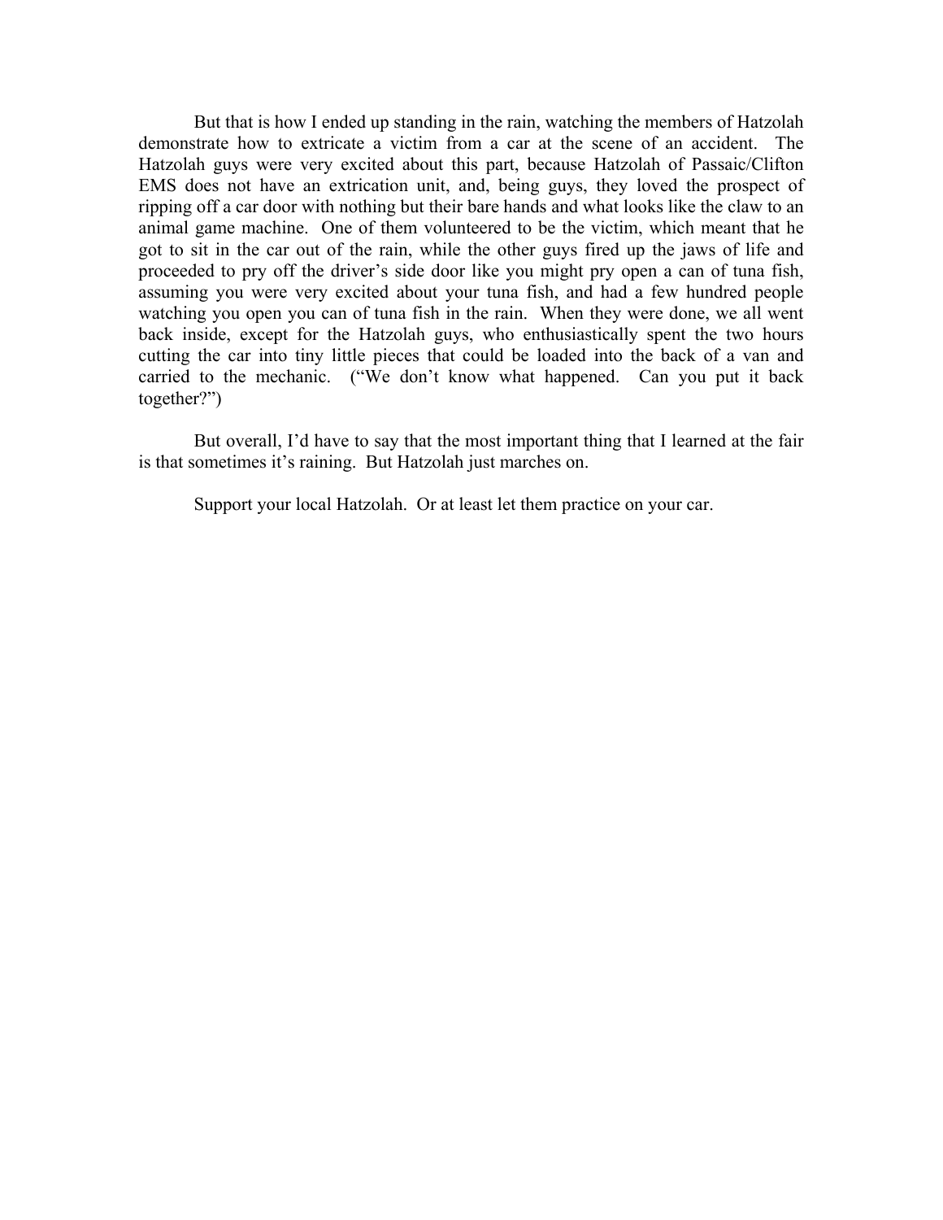But that is how I ended up standing in the rain, watching the members of Hatzolah demonstrate how to extricate a victim from a car at the scene of an accident. The Hatzolah guys were very excited about this part, because Hatzolah of Passaic/Clifton EMS does not have an extrication unit, and, being guys, they loved the prospect of ripping off a car door with nothing but their bare hands and what looks like the claw to an animal game machine. One of them volunteered to be the victim, which meant that he got to sit in the car out of the rain, while the other guys fired up the jaws of life and proceeded to pry off the driver's side door like you might pry open a can of tuna fish, assuming you were very excited about your tuna fish, and had a few hundred people watching you open you can of tuna fish in the rain. When they were done, we all went back inside, except for the Hatzolah guys, who enthusiastically spent the two hours cutting the car into tiny little pieces that could be loaded into the back of a van and carried to the mechanic. ("We don't know what happened. Can you put it back together?")

But overall, I'd have to say that the most important thing that I learned at the fair is that sometimes it's raining. But Hatzolah just marches on.

Support your local Hatzolah. Or at least let them practice on your car.